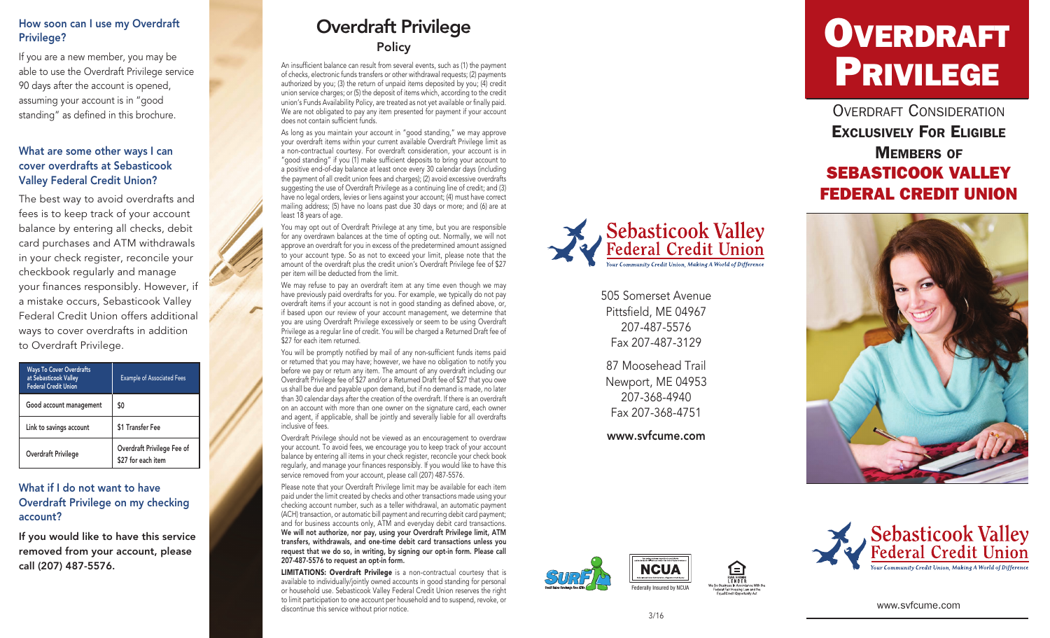### How soon can I use my Overdraft Privilege?

If you are a new member, you may be able to use the Overdraft Privilege service 90 days after the account is opened, assuming your account is in "good standing" as defined in this brochure.

### What are some other ways I can cover overdrafts at Sebasticook Valley Federal Credit Union?

The best way to avoid overdrafts and fees is to keep track of your account balance by entering all checks, debit card purchases and ATM withdrawals in your check register, reconcile your checkbook regularly and manage your finances responsibly. However, if a mistake occurs, Sebasticook Valley Federal Credit Union offers additional ways to cover overdrafts in addition to Overdraft Privilege.

| Ways To Cover Overdrafts at Sebasticook Valley Federal Credit Union | Example of Associated Fees |
|---|---|
| Good account management | $0 |
| Link to savings account | $1 Transfer Fee |
| Overdraft Privilege | Overdraft Privilege Fee of $27 for each item |

### What if I do not want to have Overdraft Privilege on my checking account?

**If you would like to have this service removed from your account, please call (207) 487-5576.**

## Overdraft Privilege

### Policy

An insufficient balance can result from several events, such as (1) the payment of checks, electronic funds transfers or other withdrawal requests; (2) payments authorized by you; (3) the return of unpaid items deposited by you; (4) credit union service charges; or (5) the deposit of items which, according to the credit union's Funds Availability Policy, are treated as not yet available or finally paid. We are not obligated to pay any item presented for payment if your account does not contain sufficient funds.

As long as you maintain your account in "good standing," we may approve your overdraft items within your current available Overdraft Privilege limit as a non-contractual courtesy. For overdraft consideration, your account is in "good standing" if you (1) make sufficient deposits to bring your account to a positive end-of-day balance at least once every 30 calendar days (including the payment of all credit union fees and charges); (2) avoid excessive overdrafts suggesting the use of Overdraft Privilege as a continuing line of credit; and (3) have no legal orders, levies or liens against your account; (4) must have correct mailing address; (5) have no loans past due 30 days or more; and (6) are at least 18 years of age.

You may opt out of Overdraft Privilege at any time, but you are responsible for any overdrawn balances at the time of opting out. Normally, we will not approve an overdraft for you in excess of the predetermined amount assigned to your account type. So as not to exceed your limit, please note that the amount of the overdraft plus the credit union's Overdraft Privilege fee of $27 per item will be deducted from the limit.

We may refuse to pay an overdraft item at any time even though we may have previously paid overdrafts for you. For example, we typically do not pay overdraft items if your account is not in good standing as defined above, or, if based upon our review of your account management, we determine that you are using Overdraft Privilege excessively or seem to be using Overdraft Privilege as a regular line of credit. You will be charged a Returned Draft fee of $27 for each item returned.

You will be promptly notified by mail of any non-sufficient funds items paid or returned that you may have; however, we have no obligation to notify you before we pay or return any item. The amount of any overdraft including our Overdraft Privilege fee of $27 and/or a Returned Draft fee of $27 that you owe us shall be due and payable upon demand, but if no demand is made, no later than 30 calendar days after the creation of the overdraft. If there is an overdraft on an account with more than one owner on the signature card, each owner and agent, if applicable, shall be jointly and severally liable for all overdrafts inclusive of fees.

Overdraft Privilege should not be viewed as an encouragement to overdraw your account. To avoid fees, we encourage you to keep track of your account balance by entering all items in your check register, reconcile your check book regularly, and manage your finances responsibly. If you would like to have this service removed from your account, please call (207) 487-5576.

Please note that your Overdraft Privilege limit may be available for each item paid under the limit created by checks and other transactions made using your checking account number, such as a teller withdrawal, an automatic payment (ACH) transaction, or automatic bill payment and recurring debit card payment; and for business accounts only, ATM and everyday debit card transactions. **We will not authorize, nor pay, using your Overdraft Privilege limit, ATM transfers, withdrawals, and one-time debit card transactions unless you request that we do so, in writing, by signing our opt-in form. Please call 207-487-5576 to request an opt-in form.**

**LIMITATIONS: Overdraft Privilege** is a non-contractual courtesy that is available to individually/jointly owned accounts in good standing for personal or household use. Sebasticook Valley Federal Credit Union reserves the right to limit participation to one account per household and to suspend, revoke, or discontinue this service without prior notice.

Sebasticook Valley Federal Credit Union

*Your Community Credit Union, Making A World of Difference*

505 Somerset Avenue
Pittsfield, ME 04967
207-487-5576
Fax 207-487-3129

87 Moosehead Trail
Newport, ME 04953
207-368-4940
Fax 207-368-4751

**www.svfcume.com**

SURF

NCUA
Federally Insured by NCUA

EQUAL HOUSING LENDER
We Do Business In Accordance With the Federal Fair Housing Law and the Equal Credit Opportunity Act

3/16

# Overdraft Privilege

Overdraft Consideration
**Exclusively For Eligible Members of**
**SEBASTICOOK VALLEY FEDERAL CREDIT UNION**

Sebasticook Valley Federal Credit Union

*Your Community Credit Union, Making A World of Difference*

www.svfcume.com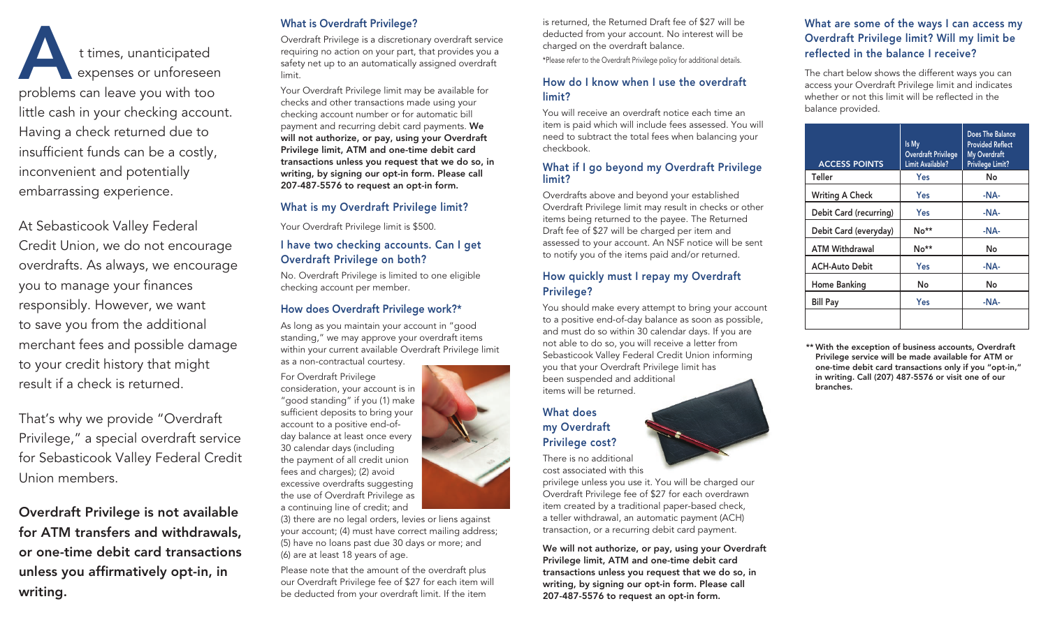At times, unanticipated expenses or unforeseen problems can leave you with too little cash in your checking account. Having a check returned due to insufficient funds can be a costly, inconvenient and potentially embarrassing experience.

At Sebasticook Valley Federal Credit Union, we do not encourage overdrafts. As always, we encourage you to manage your finances responsibly. However, we want to save you from the additional merchant fees and possible damage to your credit history that might result if a check is returned.

That's why we provide "Overdraft Privilege," a special overdraft service for Sebasticook Valley Federal Credit Union members.

**Overdraft Privilege is not available for ATM transfers and withdrawals, or one-time debit card transactions unless you affirmatively opt-in, in writing.**

### What is Overdraft Privilege?

Overdraft Privilege is a discretionary overdraft service requiring no action on your part, that provides you a safety net up to an automatically assigned overdraft limit.

Your Overdraft Privilege limit may be available for checks and other transactions made using your checking account number or for automatic bill payment and recurring debit card payments. **We will not authorize, or pay, using your Overdraft Privilege limit, ATM and one-time debit card transactions unless you request that we do so, in writing, by signing our opt-in form. Please call 207-487-5576 to request an opt-in form.**

### What is my Overdraft Privilege limit?

Your Overdraft Privilege limit is $500.

### I have two checking accounts. Can I get Overdraft Privilege on both?

No. Overdraft Privilege is limited to one eligible checking account per member.

### How does Overdraft Privilege work?*

As long as you maintain your account in "good standing," we may approve your overdraft items within your current available Overdraft Privilege limit as a non-contractual courtesy.

For Overdraft Privilege consideration, your account is in "good standing" if you (1) make sufficient deposits to bring your account to a positive end-of-day balance at least once every 30 calendar days (including the payment of all credit union fees and charges); (2) avoid excessive overdrafts suggesting the use of Overdraft Privilege as a continuing line of credit; and (3) there are no legal orders, levies or liens against your account; (4) must have correct mailing address; (5) have no loans past due 30 days or more; and (6) are at least 18 years of age.

Please note that the amount of the overdraft plus our Overdraft Privilege fee of $27 for each item will be deducted from your overdraft limit. If the item is returned, the Returned Draft fee of $27 will be deducted from your account. No interest will be charged on the overdraft balance.

*Please refer to the Overdraft Privilege policy for additional details.

### How do I know when I use the overdraft limit?

You will receive an overdraft notice each time an item is paid which will include fees assessed. You will need to subtract the total fees when balancing your checkbook.

### What if I go beyond my Overdraft Privilege limit?

Overdrafts above and beyond your established Overdraft Privilege limit may result in checks or other items being returned to the payee. The Returned Draft fee of $27 will be charged per item and assessed to your account. An NSF notice will be sent to notify you of the items paid and/or returned.

### How quickly must I repay my Overdraft Privilege?

You should make every attempt to bring your account to a positive end-of-day balance as soon as possible, and must do so within 30 calendar days. If you are not able to do so, you will receive a letter from Sebasticook Valley Federal Credit Union informing you that your Overdraft Privilege limit has been suspended and additional items will be returned.

### What does my Overdraft Privilege cost?

There is no additional cost associated with this privilege unless you use it. You will be charged our Overdraft Privilege fee of $27 for each overdrawn item created by a traditional paper-based check, a teller withdrawal, an automatic payment (ACH) transaction, or a recurring debit card payment.

**We will not authorize, or pay, using your Overdraft Privilege limit, ATM and one-time debit card transactions unless you request that we do so, in writing, by signing our opt-in form. Please call 207-487-5576 to request an opt-in form.**

### What are some of the ways I can access my Overdraft Privilege limit? Will my limit be reflected in the balance I receive?

The chart below shows the different ways you can access your Overdraft Privilege limit and indicates whether or not this limit will be reflected in the balance provided.

| ACCESS POINTS | Is My Overdraft Privilege Limit Available? | Does The Balance Provided Reflect My Overdraft Privilege Limit? |
|---|---|---|
| Teller | Yes | No |
| Writing A Check | Yes | -NA- |
| Debit Card (recurring) | Yes | -NA- |
| Debit Card (everyday) | No** | -NA- |
| ATM Withdrawal | No** | No |
| ACH-Auto Debit | Yes | -NA- |
| Home Banking | No | No |
| Bill Pay | Yes | -NA- |
| | | |

** **With the exception of business accounts, Overdraft Privilege service will be made available for ATM or one-time debit card transactions only if you "opt-in," in writing. Call (207) 487-5576 or visit one of our branches.**